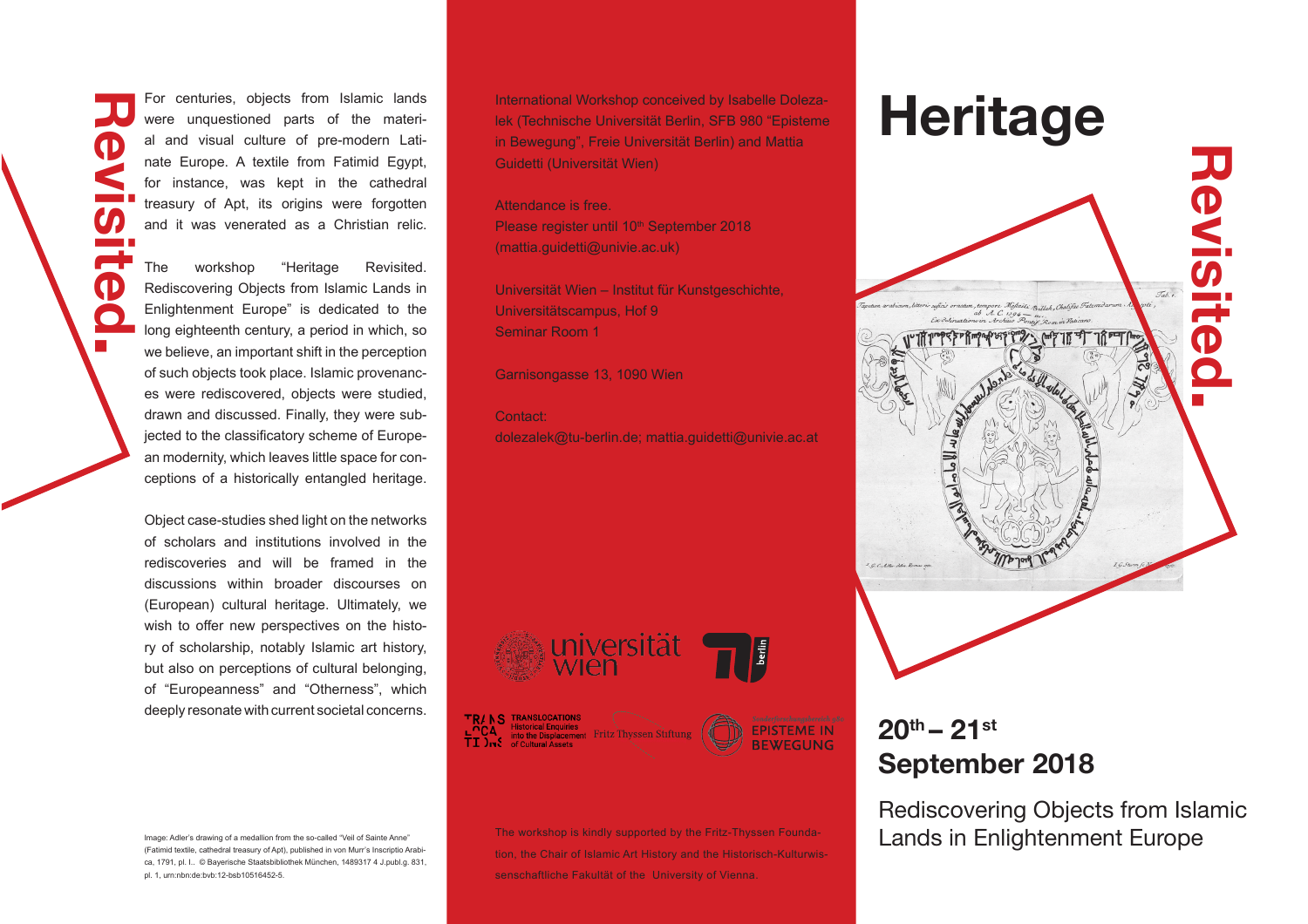# Heritage Revisited.

## 20th – 21st September 2018

### Rediscovering Objects from Islamic Lands in Enlightenment Europe

For centuries, objects from Islamic lands were unquestioned parts of the material and visual culture of pre-modern Latinate Europe. A textile from Fatimid Egypt, for instance, was kept in the cathedral treasury of Apt, its origins were forgotten and it was venerated as a Christian relic.

The workshop "Heritage Revisited. Rediscovering Objects from Islamic Lands in Enlightenment Europe" is dedicated to the long eighteenth century, a period in which, so we believe, an important shift in the perception of such objects took place. Islamic provenances were rediscovered, objects were studied, drawn and discussed. Finally, they were subjected to the classificatory scheme of European modernity, which leaves little space for conceptions of a historically entangled heritage.

Object case-studies shed light on the networks of scholars and institutions involved in the rediscoveries and will be framed in the discussions within broader discourses on (European) cultural heritage. Ultimately, we wish to offer new perspectives on the history of scholarship, notably Islamic art history, but also on perceptions of cultural belonging, of "Europeanness" and "Otherness", which deeply resonate with current societal concerns.

Image: Adler's drawing of a medallion from the so-called "Veil of Sainte Anne" (Fatimid textile, cathedral treasury of Apt), published in von Murr's Inscriptio Arabica, 1791, pl. I.. © Bayerische Staatsbibliothek München, 1489317 4 J.publ.g. 831, pl. 1, urn:nbn:de:bvb:12-bsb10516452-5.

International Workshop conceived by Isabelle Dolezalek (Technische Universität Berlin, SFB 980 "Episteme in Bewegung", Freie Universität Berlin) and Mattia Guidetti (Universität Wien)

Attendance is free.
Please register until 10th September 2018 (mattia.guidetti@univie.ac.uk)

Universität Wien – Institut für Kunstgeschichte,
Universitätscampus, Hof 9
Seminar Room 1

Garnisongasse 13, 1090 Wien

Contact:
dolezalek@tu-berlin.de; mattia.guidetti@univie.ac.at

universität wien · TU berlin · TRANSLOCATIONS Historical Enquiries into the Displacement of Cultural Assets · Fritz Thyssen Stiftung · EPISTEME IN BEWEGUNG

The workshop is kindly supported by the Fritz-Thyssen Foundation, the Chair of Islamic Art History and the Historisch-Kulturwissenschaftliche Fakultät of the University of Vienna.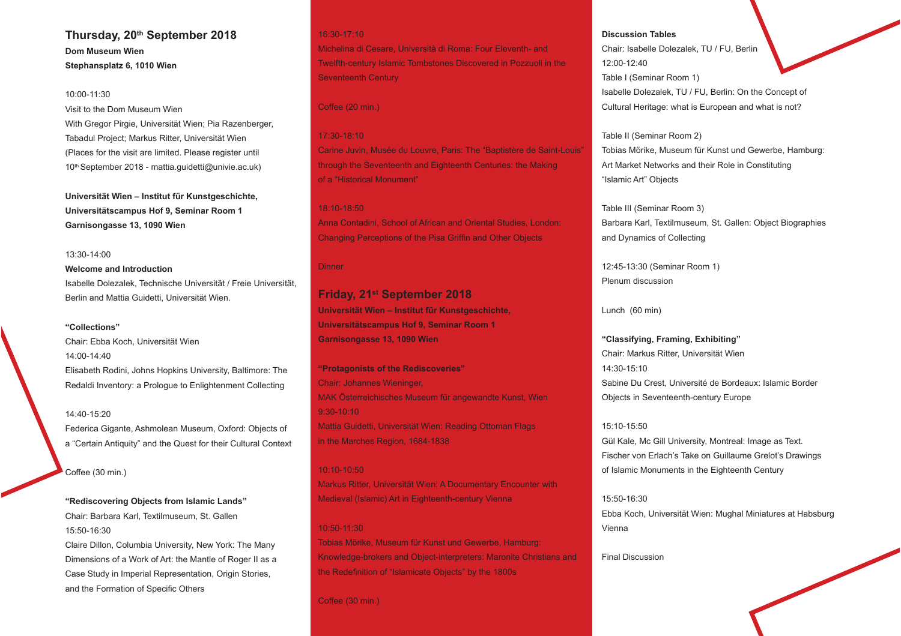## Thursday, 20th September 2018

**Dom Museum Wien**
**Stephansplatz 6, 1010 Wien**

10:00-11:30
Visit to the Dom Museum Wien
With Gregor Pirgie, Universität Wien; Pia Razenberger, Tabadul Project; Markus Ritter, Universität Wien
(Places for the visit are limited. Please register until 10th September 2018 - mattia.guidetti@univie.ac.uk)

**Universität Wien – Institut für Kunstgeschichte,**
**Universitätscampus Hof 9, Seminar Room 1**
**Garnisongasse 13, 1090 Wien**

13:30-14:00
**Welcome and Introduction**
Isabelle Dolezalek, Technische Universität / Freie Universität, Berlin and Mattia Guidetti, Universität Wien.

**"Collections"**
Chair: Ebba Koch, Universität Wien
14:00-14:40
Elisabeth Rodini, Johns Hopkins University, Baltimore: The Redaldi Inventory: a Prologue to Enlightenment Collecting

14:40-15:20
Federica Gigante, Ashmolean Museum, Oxford: Objects of a "Certain Antiquity" and the Quest for their Cultural Context

Coffee (30 min.)

**"Rediscovering Objects from Islamic Lands"**
Chair: Barbara Karl, Textilmuseum, St. Gallen
15:50-16:30
Claire Dillon, Columbia University, New York: The Many Dimensions of a Work of Art: the Mantle of Roger II as a Case Study in Imperial Representation, Origin Stories, and the Formation of Specific Others

16:30-17:10
Michelina di Cesare, Università di Roma: Four Eleventh- and Twelfth-century Islamic Tombstones Discovered in Pozzuoli in the Seventeenth Century

Coffee (20 min.)

17:30-18:10
Carine Juvin, Musée du Louvre, Paris: The "Baptistère de Saint-Louis" through the Seventeenth and Eighteenth Centuries: the Making of a "Historical Monument"

18:10-18:50
Anna Contadini, School of African and Oriental Studies, London: Changing Perceptions of the Pisa Griffin and Other Objects

Dinner

## Friday, 21st September 2018

**Universität Wien – Institut für Kunstgeschichte,**
**Universitätscampus Hof 9, Seminar Room 1**
**Garnisongasse 13, 1090 Wien**

**"Protagonists of the Rediscoveries"**
Chair: Johannes Wieninger,
MAK Österreichisches Museum für angewandte Kunst, Wien
9:30-10:10
Mattia Guidetti, Universität Wien: Reading Ottoman Flags in the Marches Region, 1684-1838

10:10-10:50
Markus Ritter, Universität Wien: A Documentary Encounter with Medieval (Islamic) Art in Eighteenth-century Vienna

10:50-11:30
Tobias Mörike, Museum für Kunst und Gewerbe, Hamburg: Knowledge-brokers and Object-interpreters: Maronite Christians and the Redefinition of "Islamicate Objects" by the 1800s

Coffee (30 min.)

**Discussion Tables**
Chair: Isabelle Dolezalek, TU / FU, Berlin
12:00-12:40
Table I (Seminar Room 1)
Isabelle Dolezalek, TU / FU, Berlin: On the Concept of Cultural Heritage: what is European and what is not?

Table II (Seminar Room 2)
Tobias Mörike, Museum für Kunst und Gewerbe, Hamburg: Art Market Networks and their Role in Constituting "Islamic Art" Objects

Table III (Seminar Room 3)
Barbara Karl, Textilmuseum, St. Gallen: Object Biographies and Dynamics of Collecting

12:45-13:30 (Seminar Room 1)
Plenum discussion

Lunch (60 min)

**"Classifying, Framing, Exhibiting"**
Chair: Markus Ritter, Universität Wien
14:30-15:10
Sabine Du Crest, Université de Bordeaux: Islamic Border Objects in Seventeenth-century Europe

15:10-15:50
Gül Kale, Mc Gill University, Montreal: Image as Text. Fischer von Erlach's Take on Guillaume Grelot's Drawings of Islamic Monuments in the Eighteenth Century

15:50-16:30
Ebba Koch, Universität Wien: Mughal Miniatures at Habsburg Vienna

Final Discussion